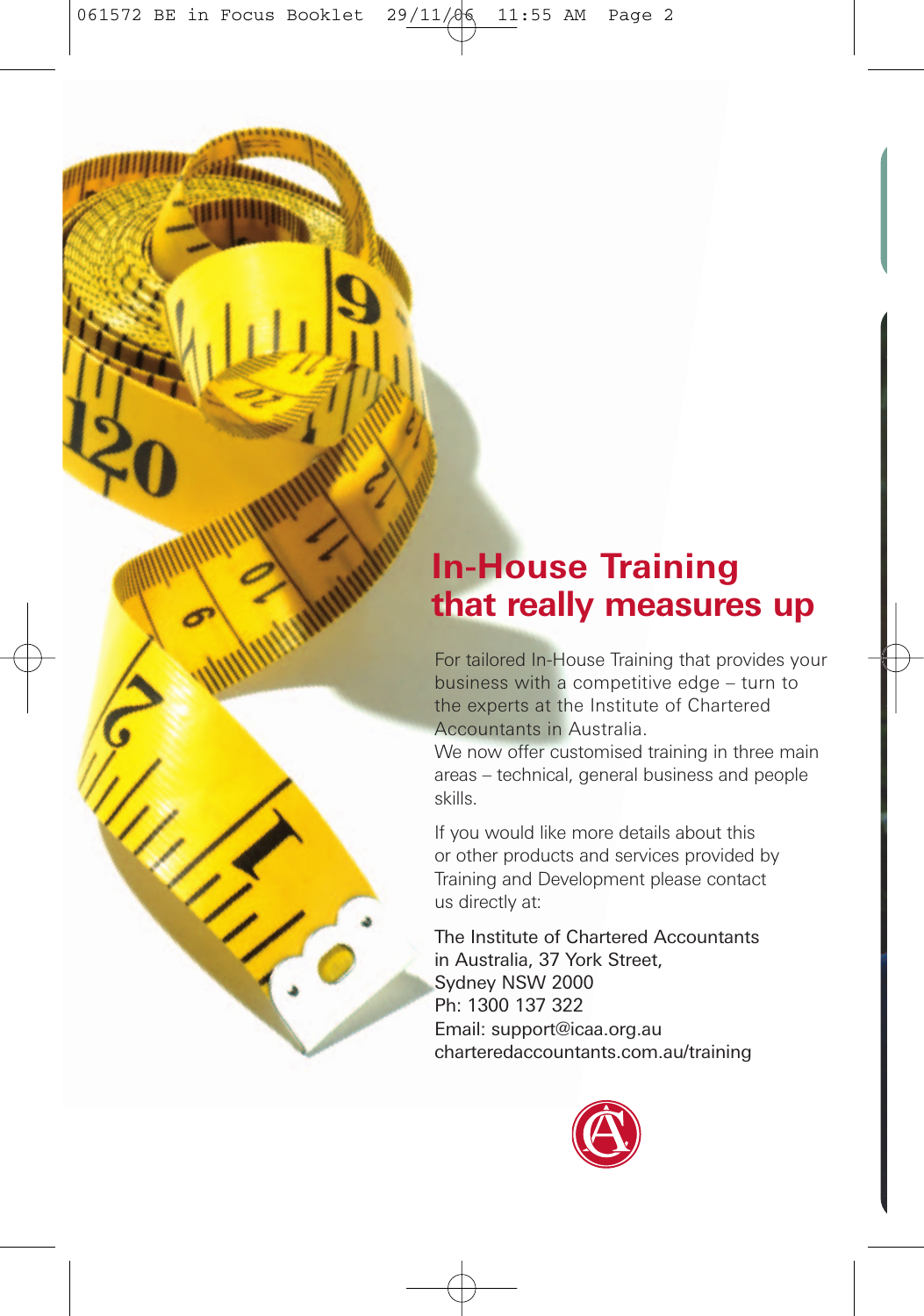# In-House Training that really measures up

For tailored In-House Training that provides your business with a competitive edge – turn to the experts at the Institute of Chartered Accountants in Australia.
We now offer customised training in three main areas – technical, general business and people skills.

If you would like more details about this or other products and services provided by Training and Development please contact us directly at:

The Institute of Chartered Accountants in Australia, 37 York Street,
Sydney NSW 2000
Ph: 1300 137 322
Email: support@icaa.org.au
charteredaccountants.com.au/training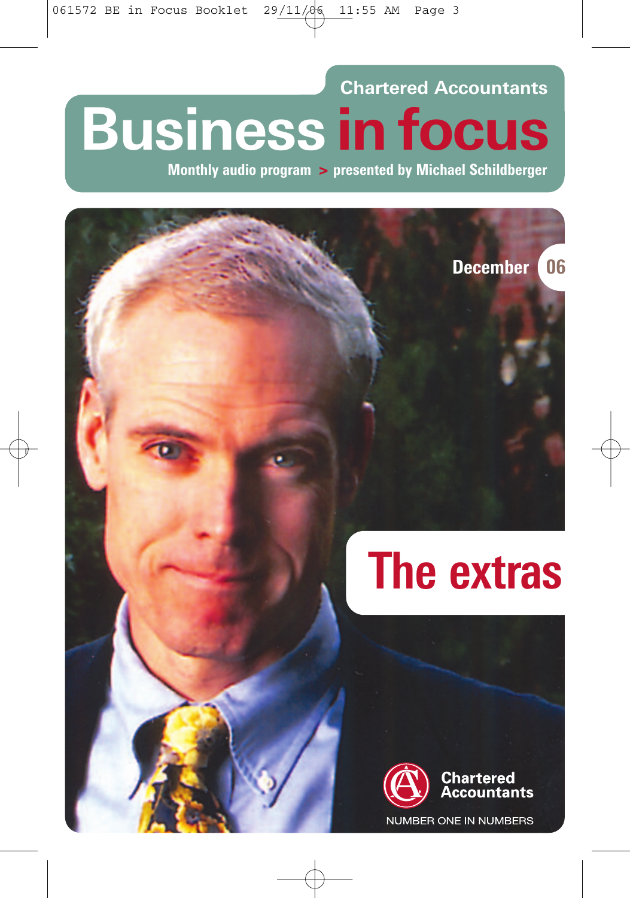Chartered Accountants

# Business in focus

**Monthly audio program > presented by Michael Schildberger**

December 06

## The extras

Chartered Accountants

NUMBER ONE IN NUMBERS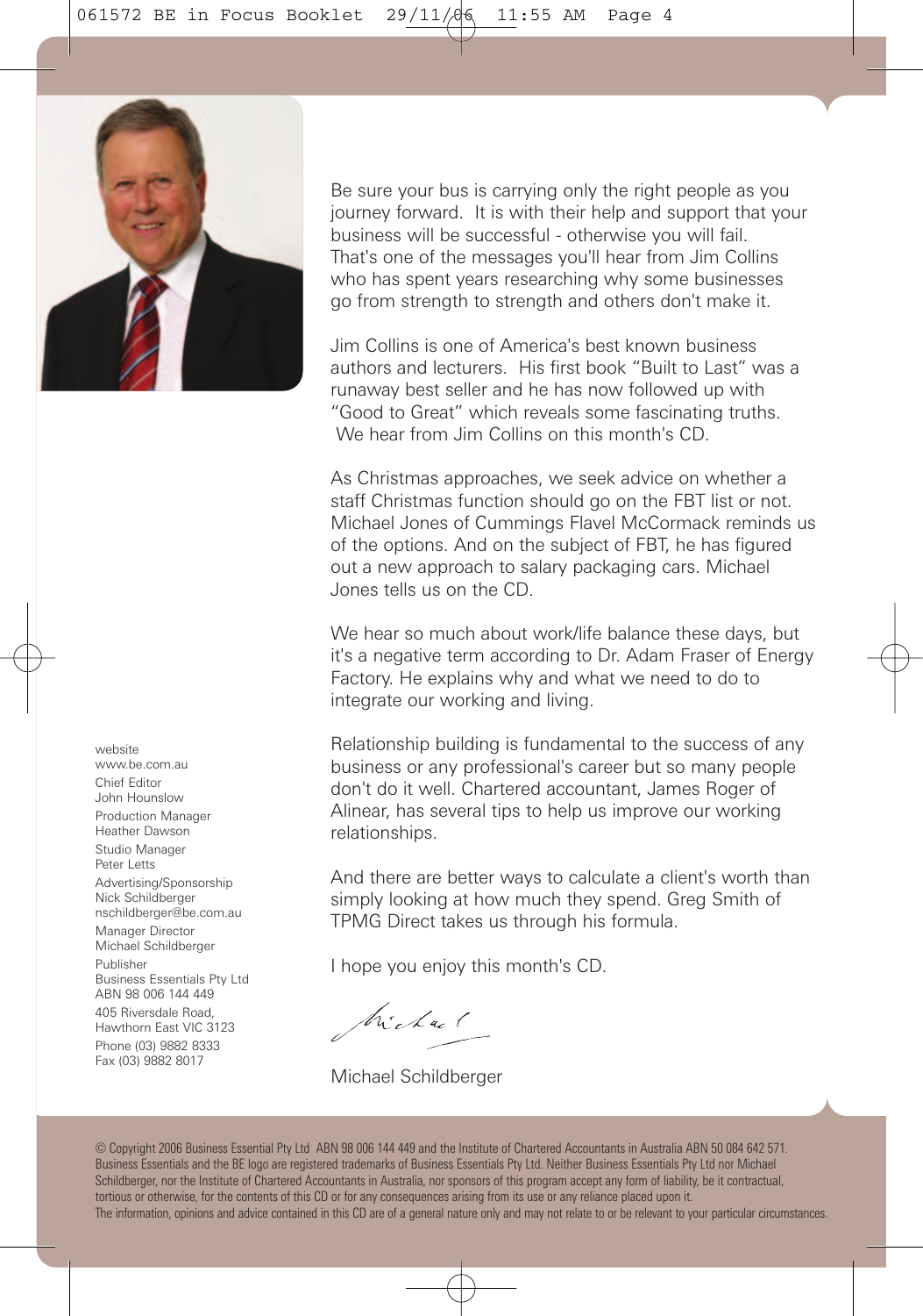Be sure your bus is carrying only the right people as you journey forward. It is with their help and support that your business will be successful - otherwise you will fail. That's one of the messages you'll hear from Jim Collins who has spent years researching why some businesses go from strength to strength and others don't make it.

Jim Collins is one of America's best known business authors and lecturers. His first book "Built to Last" was a runaway best seller and he has now followed up with "Good to Great" which reveals some fascinating truths. We hear from Jim Collins on this month's CD.

As Christmas approaches, we seek advice on whether a staff Christmas function should go on the FBT list or not. Michael Jones of Cummings Flavel McCormack reminds us of the options. And on the subject of FBT, he has figured out a new approach to salary packaging cars. Michael Jones tells us on the CD.

We hear so much about work/life balance these days, but it's a negative term according to Dr. Adam Fraser of Energy Factory. He explains why and what we need to do to integrate our working and living.

Relationship building is fundamental to the success of any business or any professional's career but so many people don't do it well. Chartered accountant, James Roger of Alinear, has several tips to help us improve our working relationships.

And there are better ways to calculate a client's worth than simply looking at how much they spend. Greg Smith of TPMG Direct takes us through his formula.

I hope you enjoy this month's CD.

Michael

Michael Schildberger

website
www.be.com.au
Chief Editor
John Hounslow
Production Manager
Heather Dawson
Studio Manager
Peter Letts
Advertising/Sponsorship
Nick Schildberger
nschildberger@be.com.au
Manager Director
Michael Schildberger
Publisher
Business Essentials Pty Ltd
ABN 98 006 144 449
405 Riversdale Road,
Hawthorn East VIC 3123
Phone (03) 9882 8333
Fax (03) 9882 8017

© Copyright 2006 Business Essential Pty Ltd ABN 98 006 144 449 and the Institute of Chartered Accountants in Australia ABN 50 084 642 571. Business Essentials and the BE logo are registered trademarks of Business Essentials Pty Ltd. Neither Business Essentials Pty Ltd nor Michael Schildberger, nor the Institute of Chartered Accountants in Australia, nor sponsors of this program accept any form of liability, be it contractual, tortious or otherwise, for the contents of this CD or for any consequences arising from its use or any reliance placed upon it.
The information, opinions and advice contained in this CD are of a general nature only and may not relate to or be relevant to your particular circumstances.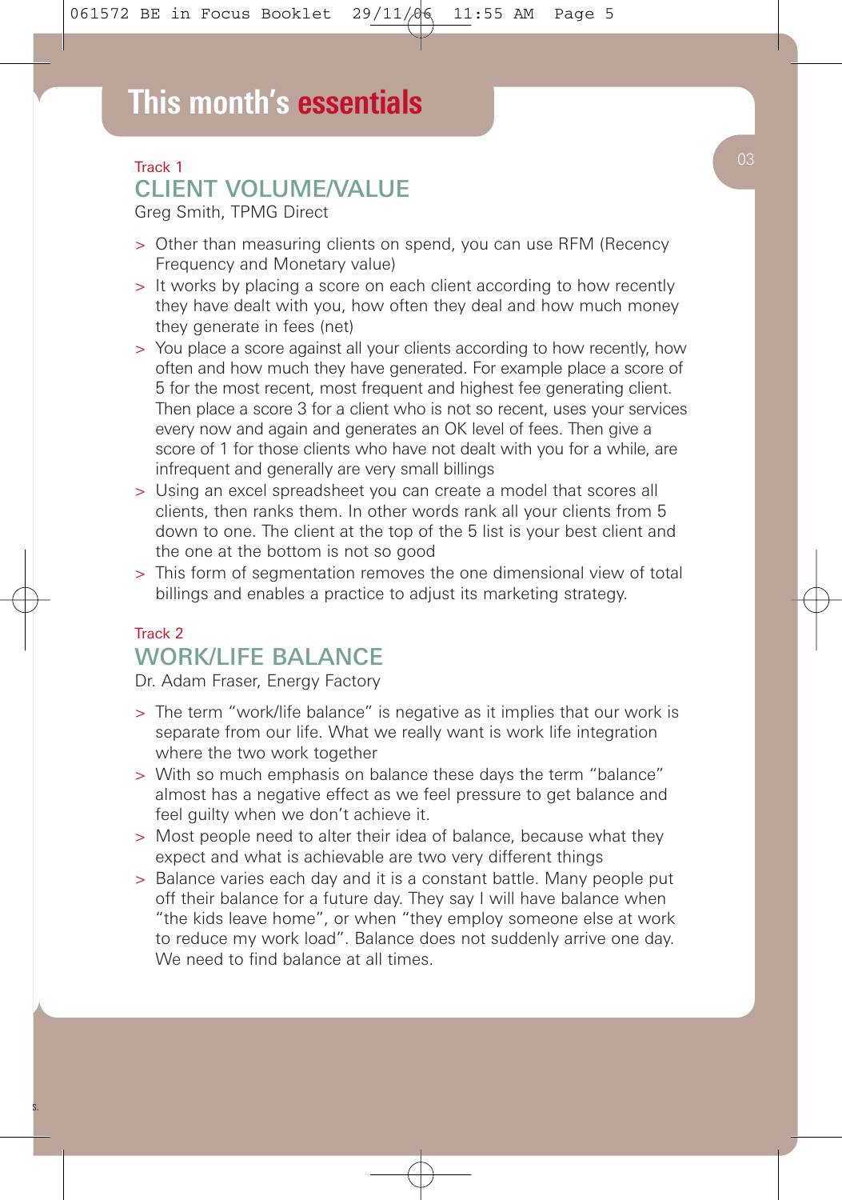# This month's essentials

Track 1

## CLIENT VOLUME/VALUE

Greg Smith, TPMG Direct

- Other than measuring clients on spend, you can use RFM (Recency Frequency and Monetary value)
- It works by placing a score on each client according to how recently they have dealt with you, how often they deal and how much money they generate in fees (net)
- You place a score against all your clients according to how recently, how often and how much they have generated. For example place a score of 5 for the most recent, most frequent and highest fee generating client. Then place a score 3 for a client who is not so recent, uses your services every now and again and generates an OK level of fees. Then give a score of 1 for those clients who have not dealt with you for a while, are infrequent and generally are very small billings
- Using an excel spreadsheet you can create a model that scores all clients, then ranks them. In other words rank all your clients from 5 down to one. The client at the top of the 5 list is your best client and the one at the bottom is not so good
- This form of segmentation removes the one dimensional view of total billings and enables a practice to adjust its marketing strategy.

Track 2

## WORK/LIFE BALANCE

Dr. Adam Fraser, Energy Factory

- The term "work/life balance" is negative as it implies that our work is separate from our life. What we really want is work life integration where the two work together
- With so much emphasis on balance these days the term "balance" almost has a negative effect as we feel pressure to get balance and feel guilty when we don't achieve it.
- Most people need to alter their idea of balance, because what they expect and what is achievable are two very different things
- Balance varies each day and it is a constant battle. Many people put off their balance for a future day. They say I will have balance when "the kids leave home", or when "they employ someone else at work to reduce my work load". Balance does not suddenly arrive one day. We need to find balance at all times.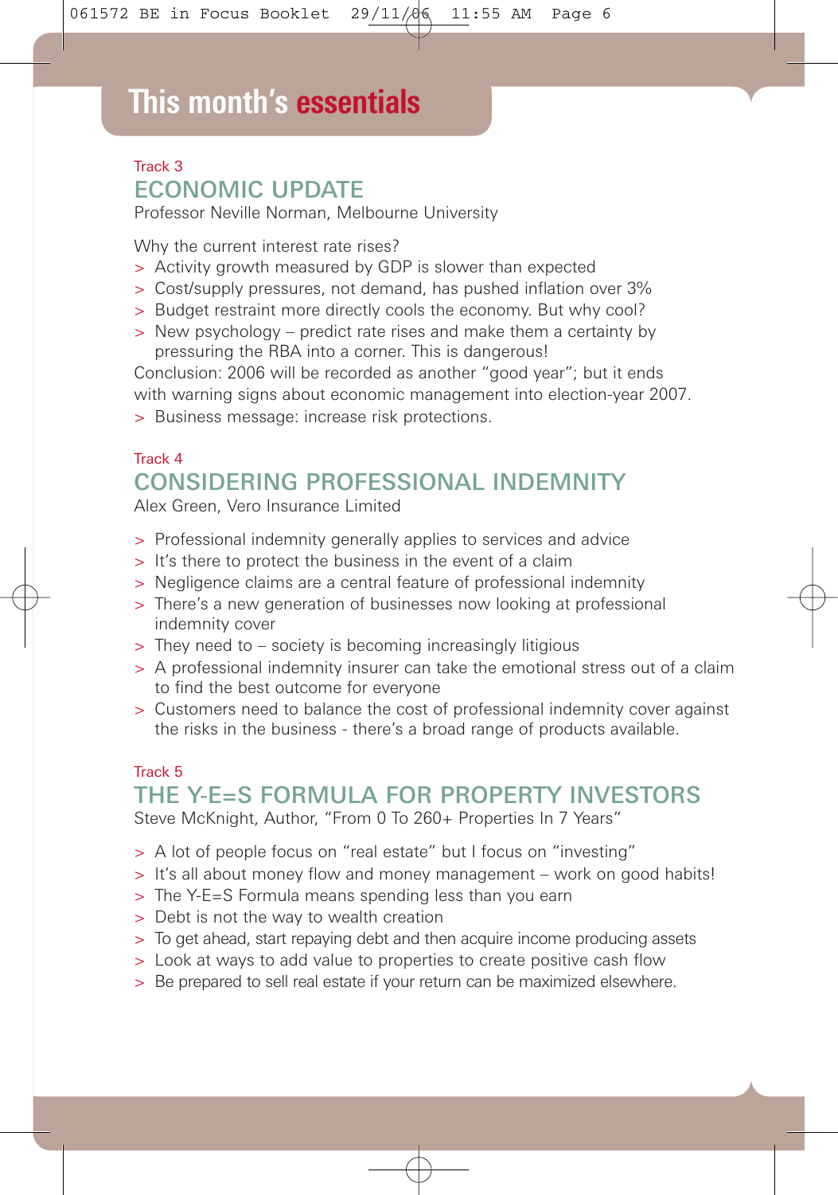# This month's essentials

Track 3

## ECONOMIC UPDATE

Professor Neville Norman, Melbourne University

Why the current interest rate rises?

- Activity growth measured by GDP is slower than expected
- Cost/supply pressures, not demand, has pushed inflation over 3%
- Budget restraint more directly cools the economy. But why cool?
- New psychology – predict rate rises and make them a certainty by pressuring the RBA into a corner. This is dangerous!

Conclusion: 2006 will be recorded as another "good year"; but it ends with warning signs about economic management into election-year 2007.

- Business message: increase risk protections.

Track 4

## CONSIDERING PROFESSIONAL INDEMNITY

Alex Green, Vero Insurance Limited

- Professional indemnity generally applies to services and advice
- It's there to protect the business in the event of a claim
- Negligence claims are a central feature of professional indemnity
- There's a new generation of businesses now looking at professional indemnity cover
- They need to – society is becoming increasingly litigious
- A professional indemnity insurer can take the emotional stress out of a claim to find the best outcome for everyone
- Customers need to balance the cost of professional indemnity cover against the risks in the business - there's a broad range of products available.

Track 5

## THE Y-E=S FORMULA FOR PROPERTY INVESTORS

Steve McKnight, Author, "From 0 To 260+ Properties In 7 Years"

- A lot of people focus on "real estate" but I focus on "investing"
- It's all about money flow and money management – work on good habits!
- The Y-E=S Formula means spending less than you earn
- Debt is not the way to wealth creation
- To get ahead, start repaying debt and then acquire income producing assets
- Look at ways to add value to properties to create positive cash flow
- Be prepared to sell real estate if your return can be maximized elsewhere.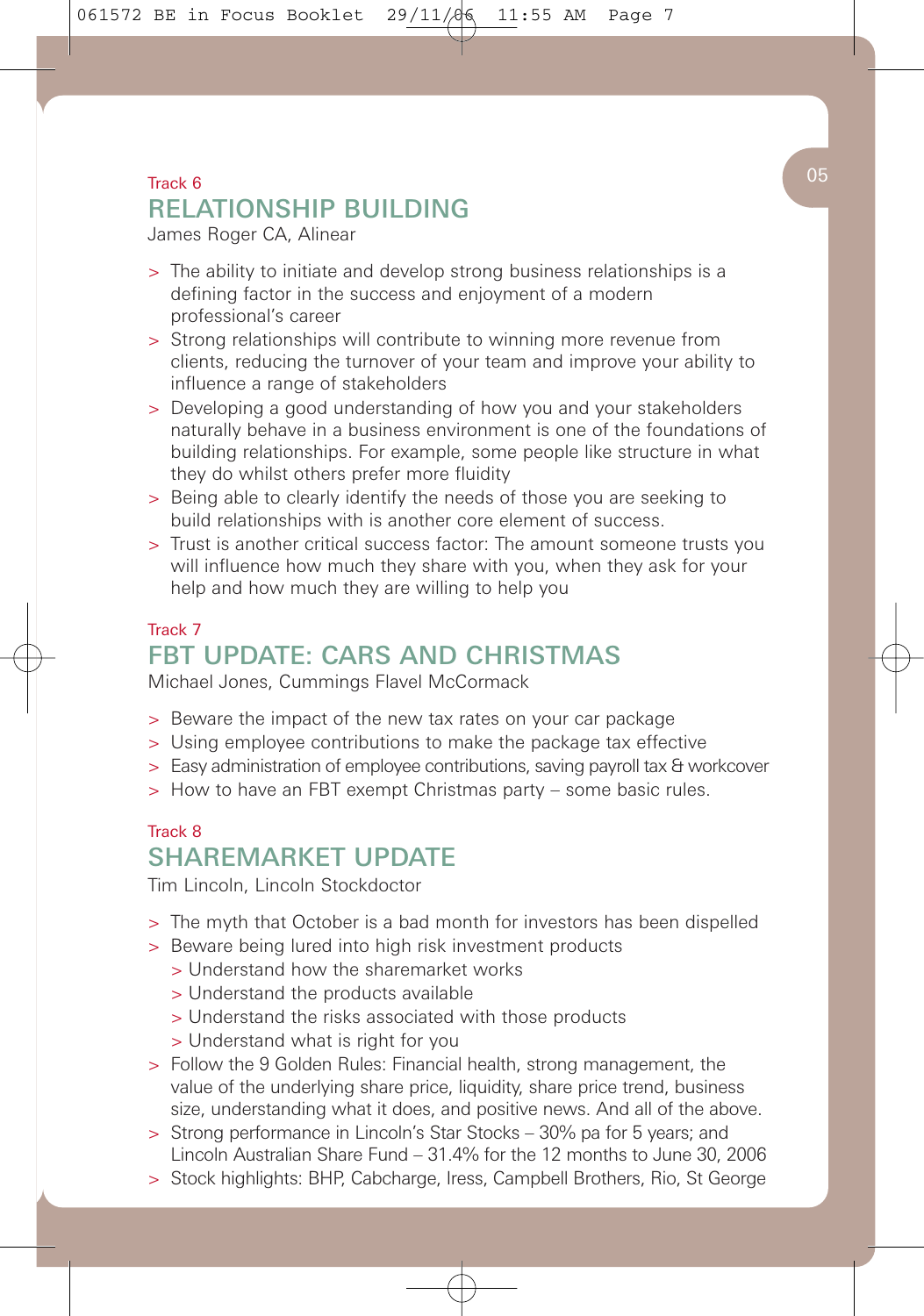Track 6

## RELATIONSHIP BUILDING

James Roger CA, Alinear

- The ability to initiate and develop strong business relationships is a defining factor in the success and enjoyment of a modern professional's career
- Strong relationships will contribute to winning more revenue from clients, reducing the turnover of your team and improve your ability to influence a range of stakeholders
- Developing a good understanding of how you and your stakeholders naturally behave in a business environment is one of the foundations of building relationships. For example, some people like structure in what they do whilst others prefer more fluidity
- Being able to clearly identify the needs of those you are seeking to build relationships with is another core element of success.
- Trust is another critical success factor: The amount someone trusts you will influence how much they share with you, when they ask for your help and how much they are willing to help you

Track 7

## FBT UPDATE: CARS AND CHRISTMAS

Michael Jones, Cummings Flavel McCormack

- Beware the impact of the new tax rates on your car package
- Using employee contributions to make the package tax effective
- Easy administration of employee contributions, saving payroll tax & workcover
- How to have an FBT exempt Christmas party – some basic rules.

Track 8

## SHAREMARKET UPDATE

Tim Lincoln, Lincoln Stockdoctor

- The myth that October is a bad month for investors has been dispelled
- Beware being lured into high risk investment products
  - Understand how the sharemarket works
  - Understand the products available
  - Understand the risks associated with those products
  - Understand what is right for you
- Follow the 9 Golden Rules: Financial health, strong management, the value of the underlying share price, liquidity, share price trend, business size, understanding what it does, and positive news. And all of the above.
- Strong performance in Lincoln's Star Stocks – 30% pa for 5 years; and Lincoln Australian Share Fund – 31.4% for the 12 months to June 30, 2006
- Stock highlights: BHP, Cabcharge, Iress, Campbell Brothers, Rio, St George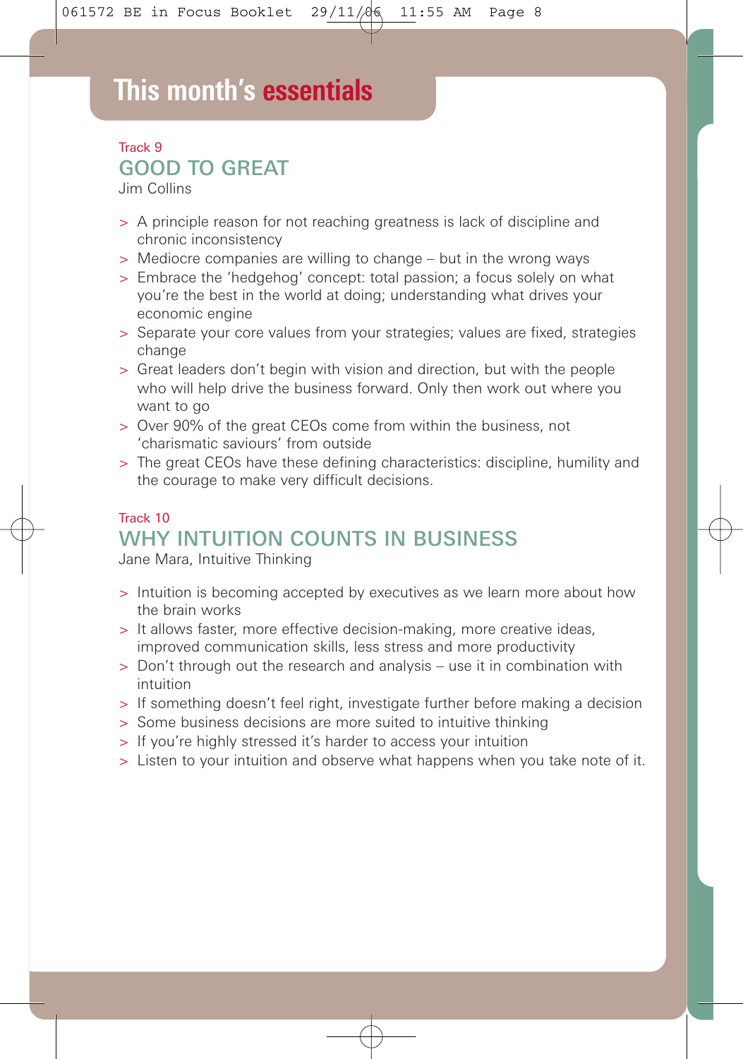# This month's essentials

Track 9

## GOOD TO GREAT

Jim Collins

- A principle reason for not reaching greatness is lack of discipline and chronic inconsistency
- Mediocre companies are willing to change – but in the wrong ways
- Embrace the 'hedgehog' concept: total passion; a focus solely on what you're the best in the world at doing; understanding what drives your economic engine
- Separate your core values from your strategies; values are fixed, strategies change
- Great leaders don't begin with vision and direction, but with the people who will help drive the business forward. Only then work out where you want to go
- Over 90% of the great CEOs come from within the business, not 'charismatic saviours' from outside
- The great CEOs have these defining characteristics: discipline, humility and the courage to make very difficult decisions.

Track 10

## WHY INTUITION COUNTS IN BUSINESS

Jane Mara, Intuitive Thinking

- Intuition is becoming accepted by executives as we learn more about how the brain works
- It allows faster, more effective decision-making, more creative ideas, improved communication skills, less stress and more productivity
- Don't through out the research and analysis – use it in combination with intuition
- If something doesn't feel right, investigate further before making a decision
- Some business decisions are more suited to intuitive thinking
- If you're highly stressed it's harder to access your intuition
- Listen to your intuition and observe what happens when you take note of it.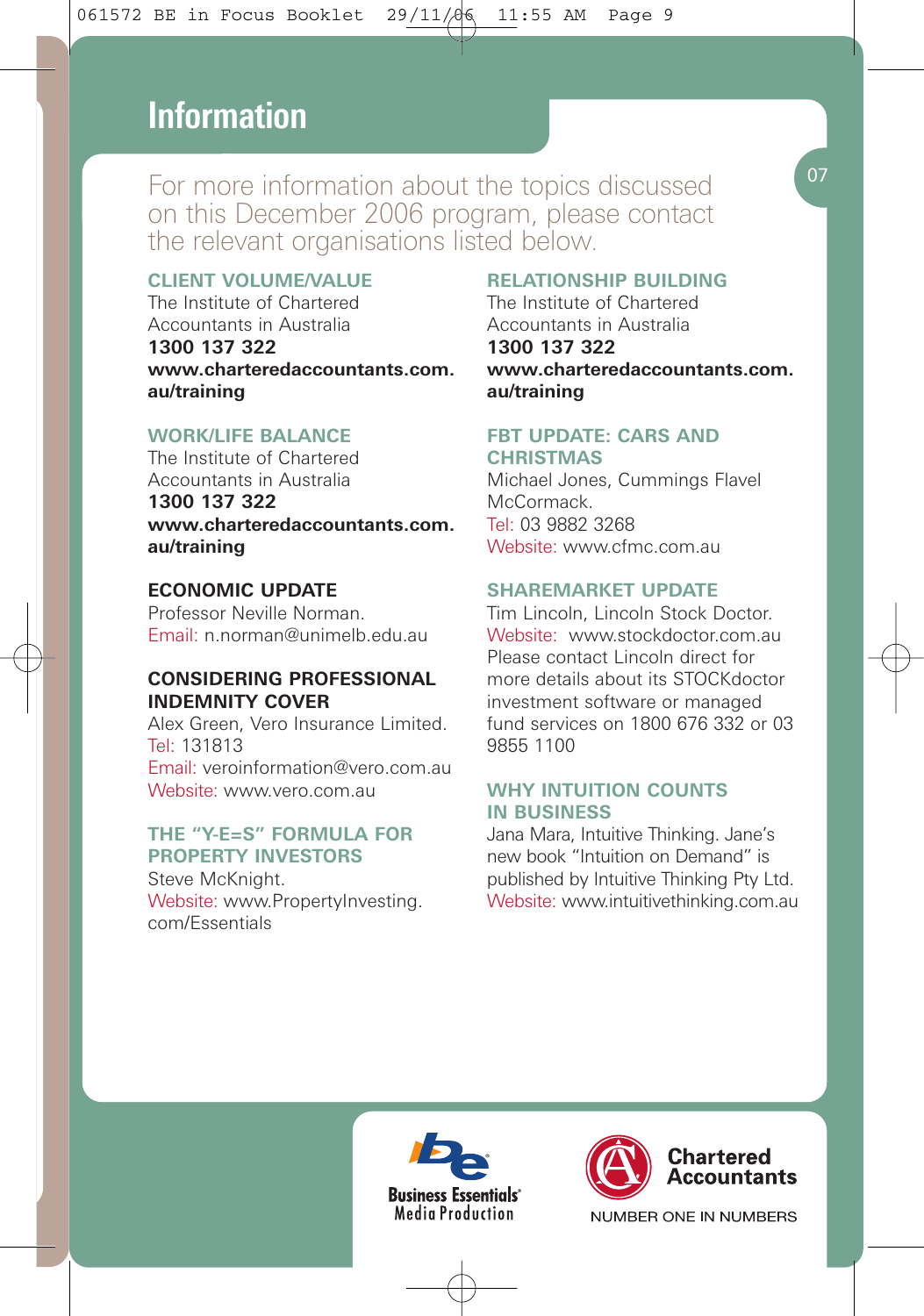# Information

For more information about the topics discussed on this December 2006 program, please contact the relevant organisations listed below.

### CLIENT VOLUME/VALUE

The Institute of Chartered Accountants in Australia
**1300 137 322**
**www.charteredaccountants.com.au/training**

### WORK/LIFE BALANCE

The Institute of Chartered Accountants in Australia
**1300 137 322**
**www.charteredaccountants.com.au/training**

### ECONOMIC UPDATE

Professor Neville Norman.
Email: n.norman@unimelb.edu.au

### CONSIDERING PROFESSIONAL INDEMNITY COVER

Alex Green, Vero Insurance Limited.
Tel: 131813
Email: veroinformation@vero.com.au
Website: www.vero.com.au

### THE "Y-E=S" FORMULA FOR PROPERTY INVESTORS

Steve McKnight.
Website: www.PropertyInvesting.com/Essentials

### RELATIONSHIP BUILDING

The Institute of Chartered Accountants in Australia
**1300 137 322**
**www.charteredaccountants.com.au/training**

### FBT UPDATE: CARS AND CHRISTMAS

Michael Jones, Cummings Flavel McCormack.
Tel: 03 9882 3268
Website: www.cfmc.com.au

### SHAREMARKET UPDATE

Tim Lincoln, Lincoln Stock Doctor.
Website: www.stockdoctor.com.au
Please contact Lincoln direct for more details about its STOCKdoctor investment software or managed fund services on 1800 676 332 or 03 9855 1100

### WHY INTUITION COUNTS IN BUSINESS

Jana Mara, Intuitive Thinking. Jane's new book "Intuition on Demand" is published by Intuitive Thinking Pty Ltd.
Website: www.intuitivethinking.com.au

Business Essentials Media Production

Chartered Accountants
NUMBER ONE IN NUMBERS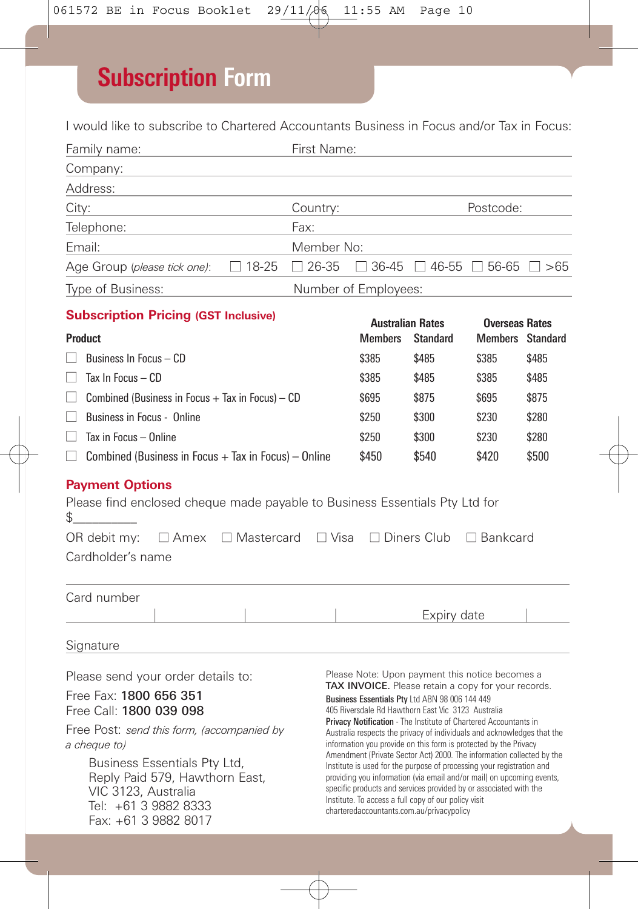# Subscription Form

I would like to subscribe to Chartered Accountants Business in Focus and/or Tax in Focus:

Family name: First Name:

Company:

Address:

City: Country: Postcode:

Telephone: Fax:

Email: Member No:

Age Group (*please tick one*): ☐ 18-25 ☐ 26-35 ☐ 36-45 ☐ 46-55 ☐ 56-65 ☐ >65

Type of Business: Number of Employees:

## Subscription Pricing (GST Inclusive)

| Product | Australian Rates | | Overseas Rates | |
|---|---|---|---|---|
| | Members | Standard | Members | Standard |
| ☐ Business In Focus – CD | $385 | $485 | $385 | $485 |
| ☐ Tax In Focus – CD | $385 | $485 | $385 | $485 |
| ☐ Combined (Business in Focus + Tax in Focus) – CD | $695 | $875 | $695 | $875 |
| ☐ Business in Focus - Online | $250 | $300 | $230 | $280 |
| ☐ Tax in Focus – Online | $250 | $300 | $230 | $280 |
| ☐ Combined (Business in Focus + Tax in Focus) – Online | $450 | $540 | $420 | $500 |

## Payment Options

Please find enclosed cheque made payable to Business Essentials Pty Ltd for $__________

OR debit my: ☐ Amex ☐ Mastercard ☐ Visa ☐ Diners Club ☐ Bankcard

Cardholder's name

Card number

Expiry date

Signature

Please send your order details to:

Free Fax: **1800 656 351**
Free Call: **1800 039 098**

Free Post: *send this form, (accompanied by a cheque to)*

Business Essentials Pty Ltd,
Reply Paid 579, Hawthorn East,
VIC 3123, Australia
Tel: +61 3 9882 8333
Fax: +61 3 9882 8017

Please Note: Upon payment this notice becomes a **TAX INVOICE.** Please retain a copy for your records.

**Business Essentials Pty** Ltd ABN 98 006 144 449
405 Riversdale Rd Hawthorn East Vic 3123 Australia

**Privacy Notification** - The Institute of Chartered Accountants in Australia respects the privacy of individuals and acknowledges that the information you provide on this form is protected by the Privacy Amendment (Private Sector Act) 2000. The information collected by the Institute is used for the purpose of processing your registration and providing you information (via email and/or mail) on upcoming events, specific products and services provided by or associated with the Institute. To access a full copy of our policy visit charteredaccountants.com.au/privacypolicy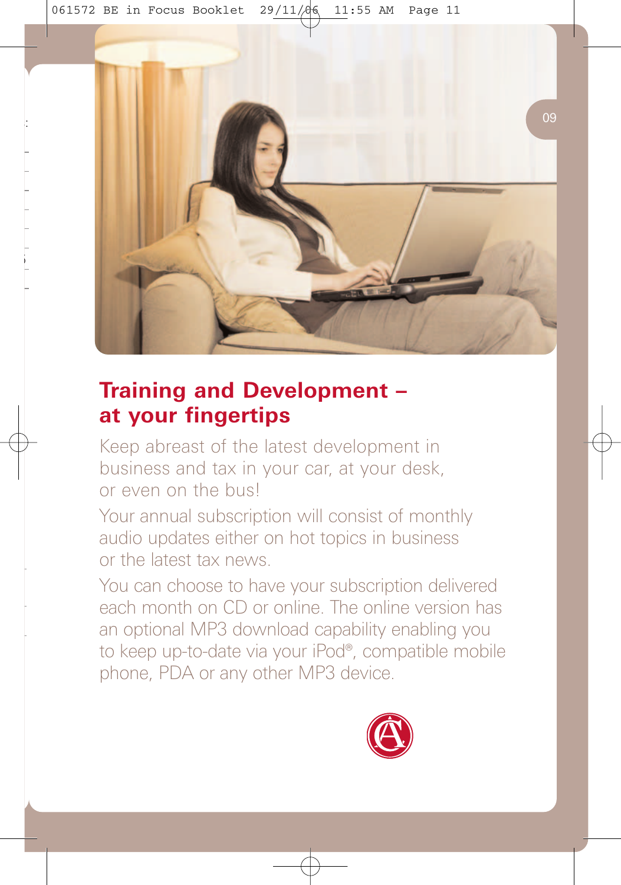## Training and Development – at your fingertips

Keep abreast of the latest development in business and tax in your car, at your desk, or even on the bus!

Your annual subscription will consist of monthly audio updates either on hot topics in business or the latest tax news.

You can choose to have your subscription delivered each month on CD or online. The online version has an optional MP3 download capability enabling you to keep up-to-date via your iPod®, compatible mobile phone, PDA or any other MP3 device.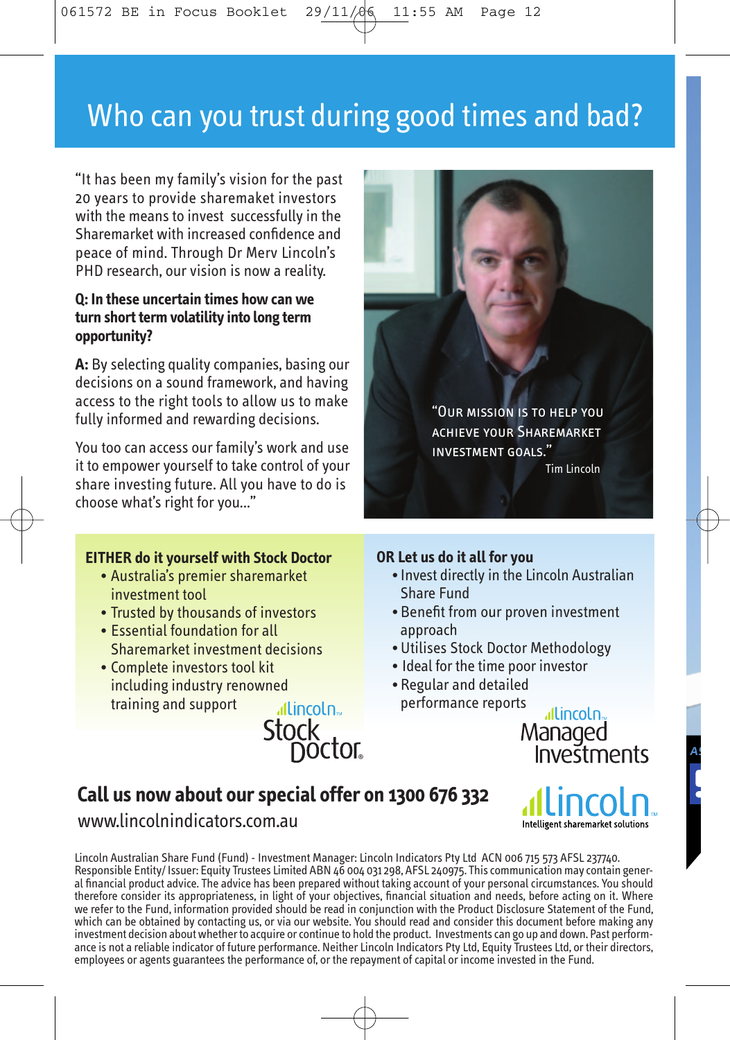# Who can you trust during good times and bad?

"It has been my family's vision for the past 20 years to provide sharemarket investors with the means to invest successfully in the Sharemarket with increased confidence and peace of mind. Through Dr Merv Lincoln's PHD research, our vision is now a reality.

**Q: In these uncertain times how can we turn short term volatility into long term opportunity?**

**A:** By selecting quality companies, basing our decisions on a sound framework, and having access to the right tools to allow us to make fully informed and rewarding decisions.

You too can access our family's work and use it to empower yourself to take control of your share investing future. All you have to do is choose what's right for you..."

"Our mission is to help you achieve your Sharemarket investment goals."

Tim Lincoln

**EITHER do it yourself with Stock Doctor**

- Australia's premier sharemarket investment tool
- Trusted by thousands of investors
- Essential foundation for all Sharemarket investment decisions
- Complete investors tool kit including industry renowned training and support

Lincoln Stock Doctor

**OR Let us do it all for you**

- Invest directly in the Lincoln Australian Share Fund
- Benefit from our proven investment approach
- Utilises Stock Doctor Methodology
- Ideal for the time poor investor
- Regular and detailed performance reports

Lincoln Managed Investments

## Call us now about our special offer on 1300 676 332

www.lincolnindicators.com.au

Lincoln — Intelligent sharemarket solutions

Lincoln Australian Share Fund (Fund) - Investment Manager: Lincoln Indicators Pty Ltd ACN 006 715 573 AFSL 237740. Responsible Entity/ Issuer: Equity Trustees Limited ABN 46 004 031 298, AFSL 240975. This communication may contain general financial product advice. The advice has been prepared without taking account of your personal circumstances. You should therefore consider its appropriateness, in light of your objectives, financial situation and needs, before acting on it. Where we refer to the Fund, information provided should be read in conjunction with the Product Disclosure Statement of the Fund, which can be obtained by contacting us, or via our website. You should read and consider this document before making any investment decision about whether to acquire or continue to hold the product. Investments can go up and down. Past performance is not a reliable indicator of future performance. Neither Lincoln Indicators Pty Ltd, Equity Trustees Ltd, or their directors, employees or agents guarantees the performance of, or the repayment of capital or income invested in the Fund.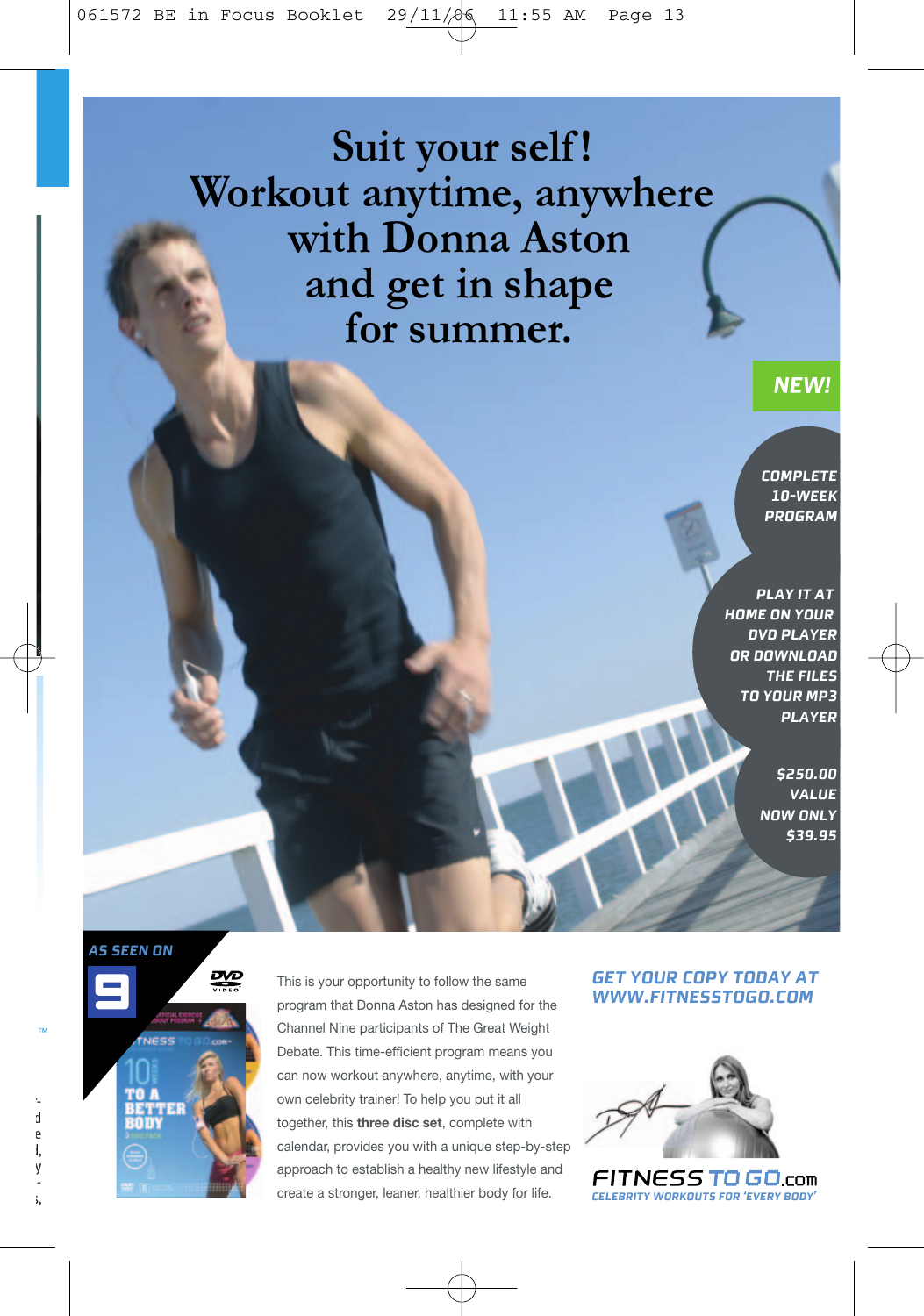# Suit your self! Workout anytime, anywhere with Donna Aston and get in shape for summer.

**NEW!**

**COMPLETE 10-WEEK PROGRAM**

**PLAY IT AT HOME ON YOUR DVD PLAYER OR DOWNLOAD THE FILES TO YOUR MP3 PLAYER**

**$250.00 VALUE NOW ONLY $39.95**

*AS SEEN ON*

This is your opportunity to follow the same program that Donna Aston has designed for the Channel Nine participants of The Great Weight Debate. This time-efficient program means you can now workout anywhere, anytime, with your own celebrity trainer! To help you put it all together, this **three disc set**, complete with calendar, provides you with a unique step-by-step approach to establish a healthy new lifestyle and create a stronger, leaner, healthier body for life.

**GET YOUR COPY TODAY AT WWW.FITNESSTOGO.COM**

**FITNESS TO GO.com**

CELEBRITY WORKOUTS FOR 'EVERY BODY'